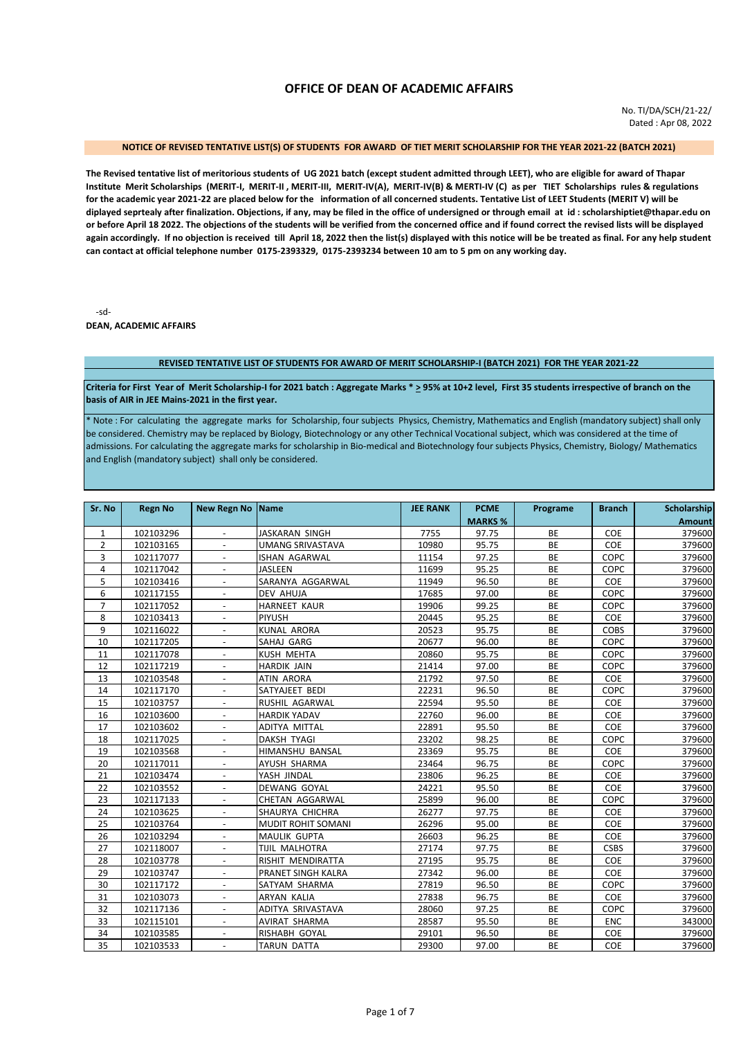# OFFICE OF DEAN OF ACADEMIC AFFAIRS

No. TI/DA/SCH/21-22/
Dated : Apr 08, 2022

**NOTICE OF REVISED TENTATIVE LIST(S) OF STUDENTS FOR AWARD OF TIET MERIT SCHOLARSHIP FOR THE YEAR 2021-22 (BATCH 2021)**

**The Revised tentative list of meritorious students of UG 2021 batch (except student admitted through LEET), who are eligible for award of Thapar Institute Merit Scholarships (MERIT-I, MERIT-II , MERIT-III, MERIT-IV(A), MERIT-IV(B) & MERTI-IV (C) as per TIET Scholarships rules & regulations for the academic year 2021-22 are placed below for the information of all concerned students. Tentative List of LEET Students (MERIT V) will be diplayed seprtealy after finalization. Objections, if any, may be filed in the office of undersigned or through email at id : scholarshiptiet@thapar.edu on or before April 18 2022. The objections of the students will be verified from the concerned office and if found correct the revised lists will be displayed again accordingly. If no objection is received till April 18, 2022 then the list(s) displayed with this notice will be be treated as final. For any help student can contact at official telephone number 0175-2393329, 0175-2393234 between 10 am to 5 pm on any working day.**

-sd-
**DEAN, ACADEMIC AFFAIRS**

**REVISED TENTATIVE LIST OF STUDENTS FOR AWARD OF MERIT SCHOLARSHIP-I (BATCH 2021) FOR THE YEAR 2021-22**

**Criteria for First Year of Merit Scholarship-I for 2021 batch : Aggregate Marks * ≥ 95% at 10+2 level, First 35 students irrespective of branch on the basis of AIR in JEE Mains-2021 in the first year.**

* Note : For calculating the aggregate marks for Scholarship, four subjects Physics, Chemistry, Mathematics and English (mandatory subject) shall only be considered. Chemistry may be replaced by Biology, Biotechnology or any other Technical Vocational subject, which was considered at the time of admissions. For calculating the aggregate marks for scholarship in Bio-medical and Biotechnology four subjects Physics, Chemistry, Biology/ Mathematics and English (mandatory subject) shall only be considered.

| Sr. No | Regn No | New Regn No | Name | JEE RANK | PCME MARKS % | Programe | Branch | Scholarship Amount |
|---|---|---|---|---|---|---|---|---|
| 1 | 102103296 | - | JASKARAN SINGH | 7755 | 97.75 | BE | COE | 379600 |
| 2 | 102103165 | - | UMANG SRIVASTAVA | 10980 | 95.75 | BE | COE | 379600 |
| 3 | 102117077 | - | ISHAN AGARWAL | 11154 | 97.25 | BE | COPC | 379600 |
| 4 | 102117042 | - | JASLEEN | 11699 | 95.25 | BE | COPC | 379600 |
| 5 | 102103416 | - | SARANYA AGGARWAL | 11949 | 96.50 | BE | COE | 379600 |
| 6 | 102117155 | - | DEV AHUJA | 17685 | 97.00 | BE | COPC | 379600 |
| 7 | 102117052 | - | HARNEET KAUR | 19906 | 99.25 | BE | COPC | 379600 |
| 8 | 102103413 | - | PIYUSH | 20445 | 95.25 | BE | COE | 379600 |
| 9 | 102116022 | - | KUNAL ARORA | 20523 | 95.75 | BE | COBS | 379600 |
| 10 | 102117205 | - | SAHAJ GARG | 20677 | 96.00 | BE | COPC | 379600 |
| 11 | 102117078 | - | KUSH MEHTA | 20860 | 95.75 | BE | COPC | 379600 |
| 12 | 102117219 | - | HARDIK JAIN | 21414 | 97.00 | BE | COPC | 379600 |
| 13 | 102103548 | - | ATIN ARORA | 21792 | 97.50 | BE | COE | 379600 |
| 14 | 102117170 | - | SATYAJEET BEDI | 22231 | 96.50 | BE | COPC | 379600 |
| 15 | 102103757 | - | RUSHIL AGARWAL | 22594 | 95.50 | BE | COE | 379600 |
| 16 | 102103600 | - | HARDIK YADAV | 22760 | 96.00 | BE | COE | 379600 |
| 17 | 102103602 | - | ADITYA MITTAL | 22891 | 95.50 | BE | COE | 379600 |
| 18 | 102117025 | - | DAKSH TYAGI | 23202 | 98.25 | BE | COPC | 379600 |
| 19 | 102103568 | - | HIMANSHU BANSAL | 23369 | 95.75 | BE | COE | 379600 |
| 20 | 102117011 | - | AYUSH SHARMA | 23464 | 96.75 | BE | COPC | 379600 |
| 21 | 102103474 | - | YASH JINDAL | 23806 | 96.25 | BE | COE | 379600 |
| 22 | 102103552 | - | DEWANG GOYAL | 24221 | 95.50 | BE | COE | 379600 |
| 23 | 102117133 | - | CHETAN AGGARWAL | 25899 | 96.00 | BE | COPC | 379600 |
| 24 | 102103625 | - | SHAURYA CHICHRA | 26277 | 97.75 | BE | COE | 379600 |
| 25 | 102103764 | - | MUDIT ROHIT SOMANI | 26296 | 95.00 | BE | COE | 379600 |
| 26 | 102103294 | - | MAULIK GUPTA | 26603 | 96.25 | BE | COE | 379600 |
| 27 | 102118007 | - | TIJIL MALHOTRA | 27174 | 97.75 | BE | CSBS | 379600 |
| 28 | 102103778 | - | RISHIT MENDIRATTA | 27195 | 95.75 | BE | COE | 379600 |
| 29 | 102103747 | - | PRANET SINGH KALRA | 27342 | 96.00 | BE | COE | 379600 |
| 30 | 102117172 | - | SATYAM SHARMA | 27819 | 96.50 | BE | COPC | 379600 |
| 31 | 102103073 | - | ARYAN KALIA | 27838 | 96.75 | BE | COE | 379600 |
| 32 | 102117136 | - | ADITYA SRIVASTAVA | 28060 | 97.25 | BE | COPC | 379600 |
| 33 | 102115101 | - | AVIRAT SHARMA | 28587 | 95.50 | BE | ENC | 343000 |
| 34 | 102103585 | - | RISHABH GOYAL | 29101 | 96.50 | BE | COE | 379600 |
| 35 | 102103533 | - | TARUN DATTA | 29300 | 97.00 | BE | COE | 379600 |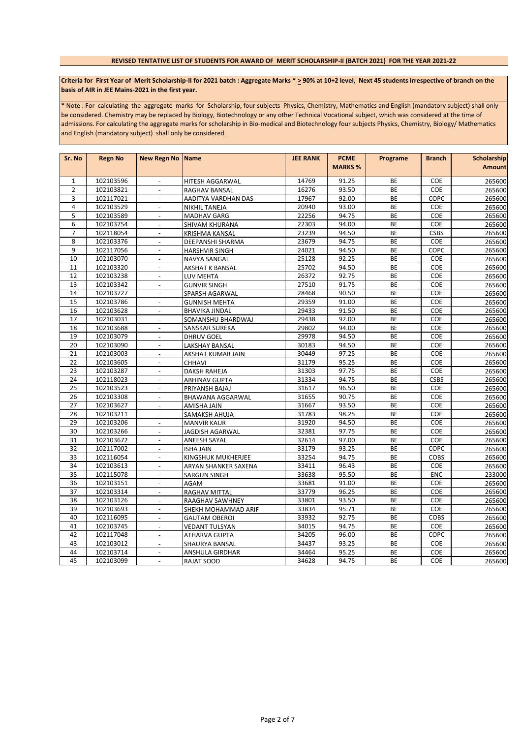**REVISED TENTATIVE LIST OF STUDENTS FOR AWARD OF MERIT SCHOLARSHIP-II (BATCH 2021) FOR THE YEAR 2021-22**

**Criteria for First Year of Merit Scholarship-II for 2021 batch : Aggregate Marks * > 90% at 10+2 level, Next 45 students irrespective of branch on the basis of AIR in JEE Mains-2021 in the first year.**

* Note : For calculating the aggregate marks for Scholarship, four subjects Physics, Chemistry, Mathematics and English (mandatory subject) shall only be considered. Chemistry may be replaced by Biology, Biotechnology or any other Technical Vocational subject, which was considered at the time of admissions. For calculating the aggregate marks for scholarship in Bio-medical and Biotechnology four subjects Physics, Chemistry, Biology/ Mathematics and English (mandatory subject) shall only be considered.

| Sr. No | Regn No | New Regn No | Name | JEE RANK | PCME MARKS % | Programe | Branch | Scholarship Amount |
|---|---|---|---|---|---|---|---|---|
| 1 | 102103596 | - | HITESH AGGARWAL | 14769 | 91.25 | BE | COE | 265600 |
| 2 | 102103821 | - | RAGHAV BANSAL | 16276 | 93.50 | BE | COE | 265600 |
| 3 | 102117021 | - | AADITYA VARDHAN DAS | 17967 | 92.00 | BE | COPC | 265600 |
| 4 | 102103529 | - | NIKHIL TANEJA | 20940 | 93.00 | BE | COE | 265600 |
| 5 | 102103589 | - | MADHAV GARG | 22256 | 94.75 | BE | COE | 265600 |
| 6 | 102103754 | - | SHIVAM KHURANA | 22303 | 94.00 | BE | COE | 265600 |
| 7 | 102118054 | - | KRISHMA KANSAL | 23239 | 94.50 | BE | CSBS | 265600 |
| 8 | 102103376 | - | DEEPANSHI SHARMA | 23679 | 94.75 | BE | COE | 265600 |
| 9 | 102117056 | - | HARSHVIR SINGH | 24021 | 94.50 | BE | COPC | 265600 |
| 10 | 102103070 | - | NAVYA SANGAL | 25128 | 92.25 | BE | COE | 265600 |
| 11 | 102103320 | - | AKSHAT K BANSAL | 25702 | 94.50 | BE | COE | 265600 |
| 12 | 102103238 | - | LUV MEHTA | 26372 | 92.75 | BE | COE | 265600 |
| 13 | 102103342 | - | GUNVIR SINGH | 27510 | 91.75 | BE | COE | 265600 |
| 14 | 102103727 | - | SPARSH AGARWAL | 28468 | 90.50 | BE | COE | 265600 |
| 15 | 102103786 | - | GUNNISH MEHTA | 29359 | 91.00 | BE | COE | 265600 |
| 16 | 102103628 | - | BHAVIKA JINDAL | 29433 | 91.50 | BE | COE | 265600 |
| 17 | 102103031 | - | SOMANSHU BHARDWAJ | 29438 | 92.00 | BE | COE | 265600 |
| 18 | 102103688 | - | SANSKAR SUREKA | 29802 | 94.00 | BE | COE | 265600 |
| 19 | 102103079 | - | DHRUV GOEL | 29978 | 94.50 | BE | COE | 265600 |
| 20 | 102103090 | - | LAKSHAY BANSAL | 30183 | 94.50 | BE | COE | 265600 |
| 21 | 102103003 | - | AKSHAT KUMAR JAIN | 30449 | 97.25 | BE | COE | 265600 |
| 22 | 102103605 | - | CHHAVI | 31179 | 95.25 | BE | COE | 265600 |
| 23 | 102103287 | - | DAKSH RAHEJA | 31303 | 97.75 | BE | COE | 265600 |
| 24 | 102118023 | - | ABHINAV GUPTA | 31334 | 94.75 | BE | CSBS | 265600 |
| 25 | 102103523 | - | PRIYANSH BAJAJ | 31617 | 96.50 | BE | COE | 265600 |
| 26 | 102103308 | - | BHAWANA AGGARWAL | 31655 | 90.75 | BE | COE | 265600 |
| 27 | 102103627 | - | AMISHA JAIN | 31667 | 93.50 | BE | COE | 265600 |
| 28 | 102103211 | - | SAMAKSH AHUJA | 31783 | 98.25 | BE | COE | 265600 |
| 29 | 102103206 | - | MANVIR KAUR | 31920 | 94.50 | BE | COE | 265600 |
| 30 | 102103266 | - | JAGDISH AGARWAL | 32381 | 97.75 | BE | COE | 265600 |
| 31 | 102103672 | - | ANEESH SAYAL | 32614 | 97.00 | BE | COE | 265600 |
| 32 | 102117002 | - | ISHA JAIN | 33179 | 93.25 | BE | COPC | 265600 |
| 33 | 102116054 | - | KINGSHUK MUKHERJEE | 33254 | 94.75 | BE | COBS | 265600 |
| 34 | 102103613 | - | ARYAN SHANKER SAXENA | 33411 | 96.43 | BE | COE | 265600 |
| 35 | 102115078 | - | SARGUN SINGH | 33638 | 95.50 | BE | ENC | 233000 |
| 36 | 102103151 | - | AGAM | 33681 | 91.00 | BE | COE | 265600 |
| 37 | 102103314 | - | RAGHAV MITTAL | 33779 | 96.25 | BE | COE | 265600 |
| 38 | 102103126 | - | RAAGHAV SAWHNEY | 33801 | 93.50 | BE | COE | 265600 |
| 39 | 102103693 | - | SHEKH MOHAMMAD ARIF | 33834 | 95.71 | BE | COE | 265600 |
| 40 | 102116095 | - | GAUTAM OBEROI | 33932 | 92.75 | BE | COBS | 265600 |
| 41 | 102103745 | - | VEDANT TULSYAN | 34015 | 94.75 | BE | COE | 265600 |
| 42 | 102117048 | - | ATHARVA GUPTA | 34205 | 96.00 | BE | COPC | 265600 |
| 43 | 102103012 | - | SHAURYA BANSAL | 34437 | 93.25 | BE | COE | 265600 |
| 44 | 102103714 | - | ANSHULA GIRDHAR | 34464 | 95.25 | BE | COE | 265600 |
| 45 | 102103099 | - | RAJAT SOOD | 34628 | 94.75 | BE | COE | 265600 |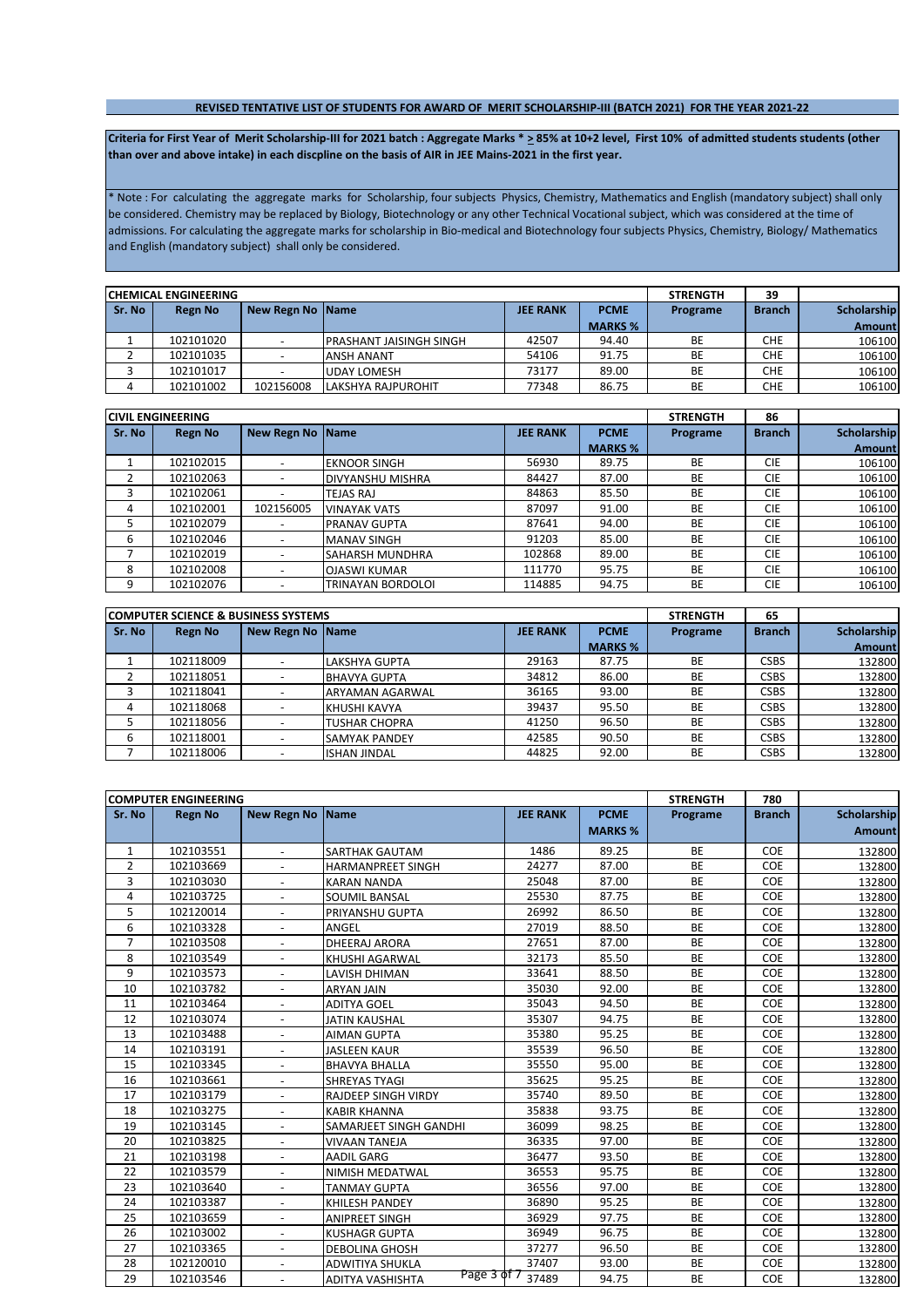**REVISED TENTATIVE LIST OF STUDENTS FOR AWARD OF MERIT SCHOLARSHIP-III (BATCH 2021) FOR THE YEAR 2021-22**

**Criteria for First Year of Merit Scholarship-III for 2021 batch : Aggregate Marks * > 85% at 10+2 level, First 10% of admitted students students (other than over and above intake) in each discpline on the basis of AIR in JEE Mains-2021 in the first year.**

* Note : For calculating the aggregate marks for Scholarship, four subjects Physics, Chemistry, Mathematics and English (mandatory subject) shall only be considered. Chemistry may be replaced by Biology, Biotechnology or any other Technical Vocational subject, which was considered at the time of admissions. For calculating the aggregate marks for scholarship in Bio-medical and Biotechnology four subjects Physics, Chemistry, Biology/ Mathematics and English (mandatory subject) shall only be considered.

**CHEMICAL ENGINEERING** — STRENGTH: 39

| Sr. No | Regn No | New Regn No | Name | JEE RANK | PCME MARKS % | Programe | Branch | Scholarship Amount |
|---|---|---|---|---|---|---|---|---|
| 1 | 102101020 | - | PRASHANT JAISINGH SINGH | 42507 | 94.40 | BE | CHE | 106100 |
| 2 | 102101035 | - | ANSH ANANT | 54106 | 91.75 | BE | CHE | 106100 |
| 3 | 102101017 | - | UDAY LOMESH | 73177 | 89.00 | BE | CHE | 106100 |
| 4 | 102101002 | 102156008 | LAKSHYA RAJPUROHIT | 77348 | 86.75 | BE | CHE | 106100 |

**CIVIL ENGINEERING** — STRENGTH: 86

| Sr. No | Regn No | New Regn No | Name | JEE RANK | PCME MARKS % | Programe | Branch | Scholarship Amount |
|---|---|---|---|---|---|---|---|---|
| 1 | 102102015 | - | EKNOOR SINGH | 56930 | 89.75 | BE | CIE | 106100 |
| 2 | 102102063 | - | DIVYANSHU MISHRA | 84427 | 87.00 | BE | CIE | 106100 |
| 3 | 102102061 | - | TEJAS RAJ | 84863 | 85.50 | BE | CIE | 106100 |
| 4 | 102102001 | 102156005 | VINAYAK VATS | 87097 | 91.00 | BE | CIE | 106100 |
| 5 | 102102079 | - | PRANAV GUPTA | 87641 | 94.00 | BE | CIE | 106100 |
| 6 | 102102046 | - | MANAV SINGH | 91203 | 85.00 | BE | CIE | 106100 |
| 7 | 102102019 | - | SAHARSH MUNDHRA | 102868 | 89.00 | BE | CIE | 106100 |
| 8 | 102102008 | - | OJASWI KUMAR | 111770 | 95.75 | BE | CIE | 106100 |
| 9 | 102102076 | - | TRINAYAN BORDOLOI | 114885 | 94.75 | BE | CIE | 106100 |

**COMPUTER SCIENCE & BUSINESS SYSTEMS** — STRENGTH: 65

| Sr. No | Regn No | New Regn No | Name | JEE RANK | PCME MARKS % | Programe | Branch | Scholarship Amount |
|---|---|---|---|---|---|---|---|---|
| 1 | 102118009 | - | LAKSHYA GUPTA | 29163 | 87.75 | BE | CSBS | 132800 |
| 2 | 102118051 | - | BHAVYA GUPTA | 34812 | 86.00 | BE | CSBS | 132800 |
| 3 | 102118041 | - | ARYAMAN AGARWAL | 36165 | 93.00 | BE | CSBS | 132800 |
| 4 | 102118068 | - | KHUSHI KAVYA | 39437 | 95.50 | BE | CSBS | 132800 |
| 5 | 102118056 | - | TUSHAR CHOPRA | 41250 | 96.50 | BE | CSBS | 132800 |
| 6 | 102118001 | - | SAMYAK PANDEY | 42585 | 90.50 | BE | CSBS | 132800 |
| 7 | 102118006 | - | ISHAN JINDAL | 44825 | 92.00 | BE | CSBS | 132800 |

**COMPUTER ENGINEERING** — STRENGTH: 780

| Sr. No | Regn No | New Regn No | Name | JEE RANK | PCME MARKS % | Programe | Branch | Scholarship Amount |
|---|---|---|---|---|---|---|---|---|
| 1 | 102103551 | - | SARTHAK GAUTAM | 1486 | 89.25 | BE | COE | 132800 |
| 2 | 102103669 | - | HARMANPREET SINGH | 24277 | 87.00 | BE | COE | 132800 |
| 3 | 102103030 | - | KARAN NANDA | 25048 | 87.00 | BE | COE | 132800 |
| 4 | 102103725 | - | SOUMIL BANSAL | 25530 | 87.75 | BE | COE | 132800 |
| 5 | 102120014 | - | PRIYANSHU GUPTA | 26992 | 86.50 | BE | COE | 132800 |
| 6 | 102103328 | - | ANGEL | 27019 | 88.50 | BE | COE | 132800 |
| 7 | 102103508 | - | DHEERAJ ARORA | 27651 | 87.00 | BE | COE | 132800 |
| 8 | 102103549 | - | KHUSHI AGARWAL | 32173 | 85.50 | BE | COE | 132800 |
| 9 | 102103573 | - | LAVISH DHIMAN | 33641 | 88.50 | BE | COE | 132800 |
| 10 | 102103782 | - | ARYAN JAIN | 35030 | 92.00 | BE | COE | 132800 |
| 11 | 102103464 | - | ADITYA GOEL | 35043 | 94.50 | BE | COE | 132800 |
| 12 | 102103074 | - | JATIN KAUSHAL | 35307 | 94.75 | BE | COE | 132800 |
| 13 | 102103488 | - | AIMAN GUPTA | 35380 | 95.25 | BE | COE | 132800 |
| 14 | 102103191 | - | JASLEEN KAUR | 35539 | 96.50 | BE | COE | 132800 |
| 15 | 102103345 | - | BHAVYA BHALLA | 35550 | 95.00 | BE | COE | 132800 |
| 16 | 102103661 | - | SHREYAS TYAGI | 35625 | 95.25 | BE | COE | 132800 |
| 17 | 102103179 | - | RAJDEEP SINGH VIRDY | 35740 | 89.50 | BE | COE | 132800 |
| 18 | 102103275 | - | KABIR KHANNA | 35838 | 93.75 | BE | COE | 132800 |
| 19 | 102103145 | - | SAMARJEET SINGH GANDHI | 36099 | 98.25 | BE | COE | 132800 |
| 20 | 102103825 | - | VIVAAN TANEJA | 36335 | 97.00 | BE | COE | 132800 |
| 21 | 102103198 | - | AADIL GARG | 36477 | 93.50 | BE | COE | 132800 |
| 22 | 102103579 | - | NIMISH MEDATWAL | 36553 | 95.75 | BE | COE | 132800 |
| 23 | 102103640 | - | TANMAY GUPTA | 36556 | 97.00 | BE | COE | 132800 |
| 24 | 102103387 | - | KHILESH PANDEY | 36890 | 95.25 | BE | COE | 132800 |
| 25 | 102103659 | - | ANIPREET SINGH | 36929 | 97.75 | BE | COE | 132800 |
| 26 | 102103002 | - | KUSHAGR GUPTA | 36949 | 96.75 | BE | COE | 132800 |
| 27 | 102103365 | - | DEBOLINA GHOSH | 37277 | 96.50 | BE | COE | 132800 |
| 28 | 102120010 | - | ADWITIYA SHUKLA | 37407 | 93.00 | BE | COE | 132800 |
| 29 | 102103546 | - | ADITYA VASHISHTA | 37489 | 94.75 | BE | COE | 132800 |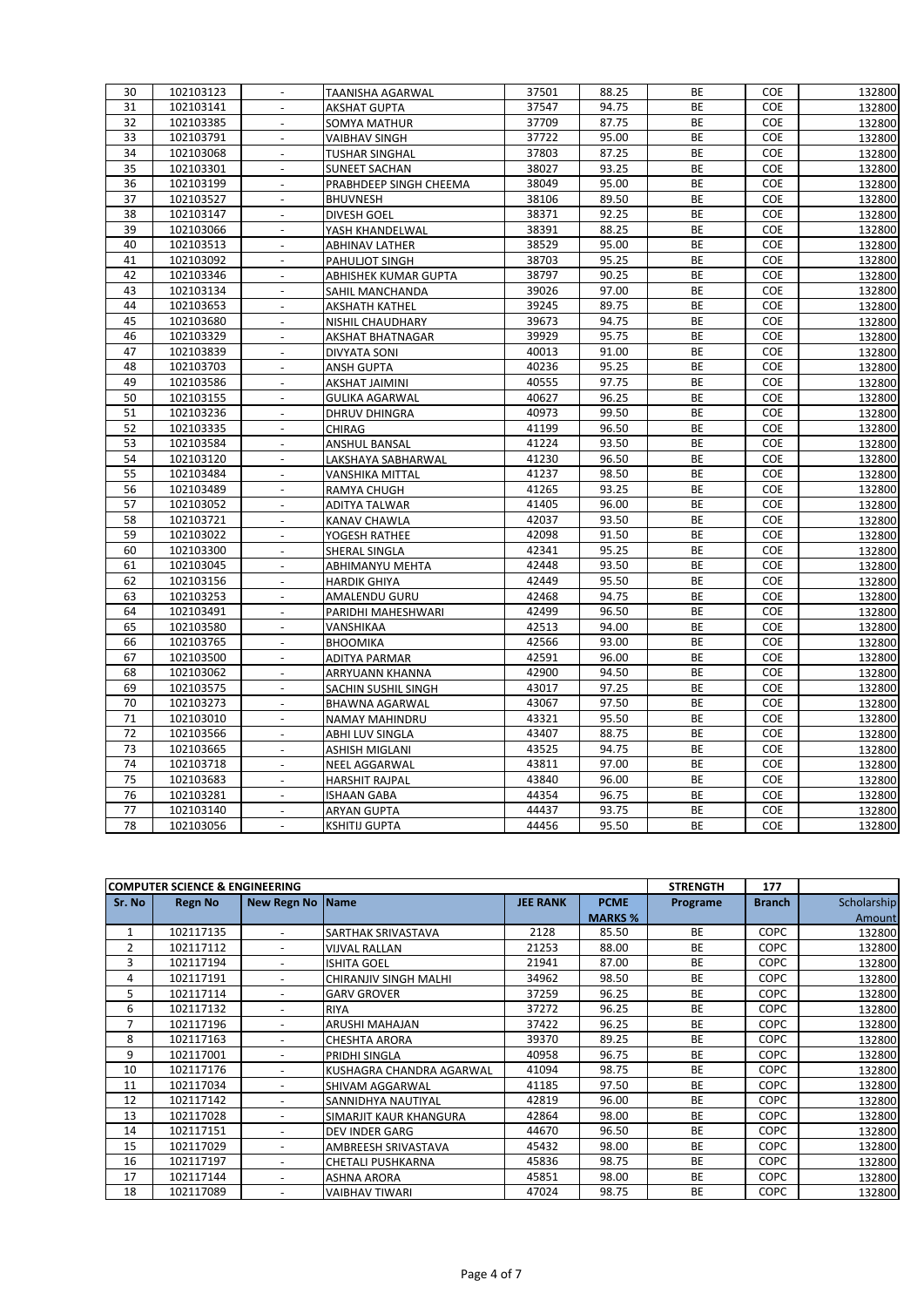| 30 | 102103123 | - | TAANISHA AGARWAL | 37501 | 88.25 | BE | COE | 132800 |
|---|---|---|---|---|---|---|---|---|
| 31 | 102103141 | - | AKSHAT GUPTA | 37547 | 94.75 | BE | COE | 132800 |
| 32 | 102103385 | - | SOMYA MATHUR | 37709 | 87.75 | BE | COE | 132800 |
| 33 | 102103791 | - | VAIBHAV SINGH | 37722 | 95.00 | BE | COE | 132800 |
| 34 | 102103068 | - | TUSHAR SINGHAL | 37803 | 87.25 | BE | COE | 132800 |
| 35 | 102103301 | - | SUNEET SACHAN | 38027 | 93.25 | BE | COE | 132800 |
| 36 | 102103199 | - | PRABHDEEP SINGH CHEEMA | 38049 | 95.00 | BE | COE | 132800 |
| 37 | 102103527 | - | BHUVNESH | 38106 | 89.50 | BE | COE | 132800 |
| 38 | 102103147 | - | DIVESH GOEL | 38371 | 92.25 | BE | COE | 132800 |
| 39 | 102103066 | - | YASH KHANDELWAL | 38391 | 88.25 | BE | COE | 132800 |
| 40 | 102103513 | - | ABHINAV LATHER | 38529 | 95.00 | BE | COE | 132800 |
| 41 | 102103092 | - | PAHULJOT SINGH | 38703 | 95.25 | BE | COE | 132800 |
| 42 | 102103346 | - | ABHISHEK KUMAR GUPTA | 38797 | 90.25 | BE | COE | 132800 |
| 43 | 102103134 | - | SAHIL MANCHANDA | 39026 | 97.00 | BE | COE | 132800 |
| 44 | 102103653 | - | AKSHATH KATHEL | 39245 | 89.75 | BE | COE | 132800 |
| 45 | 102103680 | - | NISHIL CHAUDHARY | 39673 | 94.75 | BE | COE | 132800 |
| 46 | 102103329 | - | AKSHAT BHATNAGAR | 39929 | 95.75 | BE | COE | 132800 |
| 47 | 102103839 | - | DIVYATA SONI | 40013 | 91.00 | BE | COE | 132800 |
| 48 | 102103703 | - | ANSH GUPTA | 40236 | 95.25 | BE | COE | 132800 |
| 49 | 102103586 | - | AKSHAT JAIMINI | 40555 | 97.75 | BE | COE | 132800 |
| 50 | 102103155 | - | GULIKA AGARWAL | 40627 | 96.25 | BE | COE | 132800 |
| 51 | 102103236 | - | DHRUV DHINGRA | 40973 | 99.50 | BE | COE | 132800 |
| 52 | 102103335 | - | CHIRAG | 41199 | 96.50 | BE | COE | 132800 |
| 53 | 102103584 | - | ANSHUL BANSAL | 41224 | 93.50 | BE | COE | 132800 |
| 54 | 102103120 | - | LAKSHAYA SABHARWAL | 41230 | 96.50 | BE | COE | 132800 |
| 55 | 102103484 | - | VANSHIKA MITTAL | 41237 | 98.50 | BE | COE | 132800 |
| 56 | 102103489 | - | RAMYA CHUGH | 41265 | 93.25 | BE | COE | 132800 |
| 57 | 102103052 | - | ADITYA TALWAR | 41405 | 96.00 | BE | COE | 132800 |
| 58 | 102103721 | - | KANAV CHAWLA | 42037 | 93.50 | BE | COE | 132800 |
| 59 | 102103022 | - | YOGESH RATHEE | 42098 | 91.50 | BE | COE | 132800 |
| 60 | 102103300 | - | SHERAL SINGLA | 42341 | 95.25 | BE | COE | 132800 |
| 61 | 102103045 | - | ABHIMANYU MEHTA | 42448 | 93.50 | BE | COE | 132800 |
| 62 | 102103156 | - | HARDIK GHIYA | 42449 | 95.50 | BE | COE | 132800 |
| 63 | 102103253 | - | AMALENDU GURU | 42468 | 94.75 | BE | COE | 132800 |
| 64 | 102103491 | - | PARIDHI MAHESHWARI | 42499 | 96.50 | BE | COE | 132800 |
| 65 | 102103580 | - | VANSHIKAA | 42513 | 94.00 | BE | COE | 132800 |
| 66 | 102103765 | - | BHOOMIKA | 42566 | 93.00 | BE | COE | 132800 |
| 67 | 102103500 | - | ADITYA PARMAR | 42591 | 96.00 | BE | COE | 132800 |
| 68 | 102103062 | - | ARRYUANN KHANNA | 42900 | 94.50 | BE | COE | 132800 |
| 69 | 102103575 | - | SACHIN SUSHIL SINGH | 43017 | 97.25 | BE | COE | 132800 |
| 70 | 102103273 | - | BHAWNA AGARWAL | 43067 | 97.50 | BE | COE | 132800 |
| 71 | 102103010 | - | NAMAY MAHINDRU | 43321 | 95.50 | BE | COE | 132800 |
| 72 | 102103566 | - | ABHI LUV SINGLA | 43407 | 88.75 | BE | COE | 132800 |
| 73 | 102103665 | - | ASHISH MIGLANI | 43525 | 94.75 | BE | COE | 132800 |
| 74 | 102103718 | - | NEEL AGGARWAL | 43811 | 97.00 | BE | COE | 132800 |
| 75 | 102103683 | - | HARSHIT RAJPAL | 43840 | 96.00 | BE | COE | 132800 |
| 76 | 102103281 | - | ISHAAN GABA | 44354 | 96.75 | BE | COE | 132800 |
| 77 | 102103140 | - | ARYAN GUPTA | 44437 | 93.75 | BE | COE | 132800 |
| 78 | 102103056 | - | KSHITIJ GUPTA | 44456 | 95.50 | BE | COE | 132800 |

| COMPUTER SCIENCE & ENGINEERING | | | | | | STRENGTH | 177 | |
|---|---|---|---|---|---|---|---|---|
| Sr. No | Regn No | New Regn No | Name | JEE RANK | PCME MARKS % | Programe | Branch | Scholarship Amount |
| 1 | 102117135 | - | SARTHAK SRIVASTAVA | 2128 | 85.50 | BE | COPC | 132800 |
| 2 | 102117112 | - | VIJVAL RALLAN | 21253 | 88.00 | BE | COPC | 132800 |
| 3 | 102117194 | - | ISHITA GOEL | 21941 | 87.00 | BE | COPC | 132800 |
| 4 | 102117191 | - | CHIRANJIV SINGH MALHI | 34962 | 98.50 | BE | COPC | 132800 |
| 5 | 102117114 | - | GARV GROVER | 37259 | 96.25 | BE | COPC | 132800 |
| 6 | 102117132 | - | RIYA | 37272 | 96.25 | BE | COPC | 132800 |
| 7 | 102117196 | - | ARUSHI MAHAJAN | 37422 | 96.25 | BE | COPC | 132800 |
| 8 | 102117163 | - | CHESHTA ARORA | 39370 | 89.25 | BE | COPC | 132800 |
| 9 | 102117001 | - | PRIDHI SINGLA | 40958 | 96.75 | BE | COPC | 132800 |
| 10 | 102117176 | - | KUSHAGRA CHANDRA AGARWAL | 41094 | 98.75 | BE | COPC | 132800 |
| 11 | 102117034 | - | SHIVAM AGGARWAL | 41185 | 97.50 | BE | COPC | 132800 |
| 12 | 102117142 | - | SANNIDHYA NAUTIYAL | 42819 | 96.00 | BE | COPC | 132800 |
| 13 | 102117028 | - | SIMARJIT KAUR KHANGURA | 42864 | 98.00 | BE | COPC | 132800 |
| 14 | 102117151 | - | DEV INDER GARG | 44670 | 96.50 | BE | COPC | 132800 |
| 15 | 102117029 | - | AMBREESH SRIVASTAVA | 45432 | 98.00 | BE | COPC | 132800 |
| 16 | 102117197 | - | CHETALI PUSHKARNA | 45836 | 98.75 | BE | COPC | 132800 |
| 17 | 102117144 | - | ASHNA ARORA | 45851 | 98.00 | BE | COPC | 132800 |
| 18 | 102117089 | - | VAIBHAV TIWARI | 47024 | 98.75 | BE | COPC | 132800 |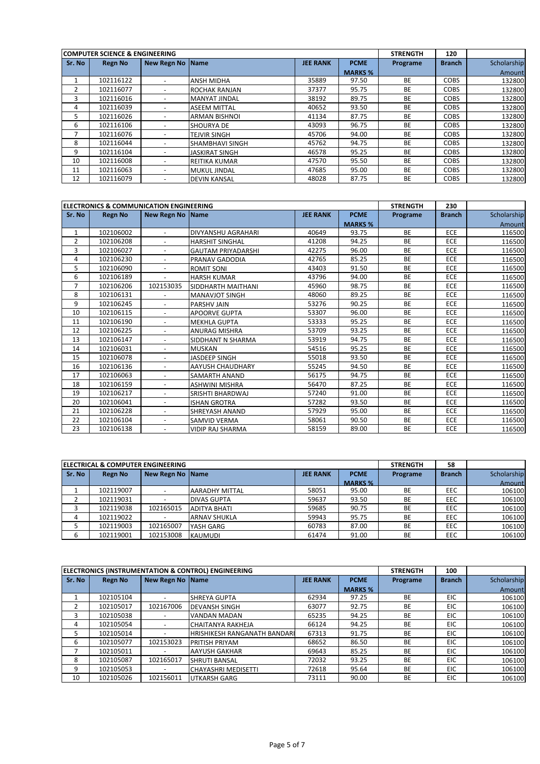| COMPUTER SCIENCE & ENGINEERING | | | | | | STRENGTH | 120 | |
|---|---|---|---|---|---|---|---|---|
| Sr. No | Regn No | New Regn No | Name | JEE RANK | PCME MARKS % | Programe | Branch | Scholarship Amount |
| 1 | 102116122 | - | ANSH MIDHA | 35889 | 97.50 | BE | COBS | 132800 |
| 2 | 102116077 | - | ROCHAK RANJAN | 37377 | 95.75 | BE | COBS | 132800 |
| 3 | 102116016 | - | MANYAT JINDAL | 38192 | 89.75 | BE | COBS | 132800 |
| 4 | 102116039 | - | ASEEM MITTAL | 40652 | 93.50 | BE | COBS | 132800 |
| 5 | 102116026 | - | ARMAN BISHNOI | 41134 | 87.75 | BE | COBS | 132800 |
| 6 | 102116106 | - | SHOURYA DE | 43093 | 96.75 | BE | COBS | 132800 |
| 7 | 102116076 | - | TEJVIR SINGH | 45706 | 94.00 | BE | COBS | 132800 |
| 8 | 102116044 | - | SHAMBHAVI SINGH | 45762 | 94.75 | BE | COBS | 132800 |
| 9 | 102116104 | - | JASKIRAT SINGH | 46578 | 95.25 | BE | COBS | 132800 |
| 10 | 102116008 | - | REITIKA KUMAR | 47570 | 95.50 | BE | COBS | 132800 |
| 11 | 102116063 | - | MUKUL JINDAL | 47685 | 95.00 | BE | COBS | 132800 |
| 12 | 102116079 | - | DEVIN KANSAL | 48028 | 87.75 | BE | COBS | 132800 |

| ELECTRONICS & COMMUNICATION ENGINEERING | | | | | | STRENGTH | 230 | |
|---|---|---|---|---|---|---|---|---|
| Sr. No | Regn No | New Regn No | Name | JEE RANK | PCME MARKS % | Programe | Branch | Scholarship Amount |
| 1 | 102106002 | - | DIVYANSHU AGRAHARI | 40649 | 93.75 | BE | ECE | 116500 |
| 2 | 102106208 | - | HARSHIT SINGHAL | 41208 | 94.25 | BE | ECE | 116500 |
| 3 | 102106027 | - | GAUTAM PRIYADARSHI | 42275 | 96.00 | BE | ECE | 116500 |
| 4 | 102106230 | - | PRANAV GADODIA | 42765 | 85.25 | BE | ECE | 116500 |
| 5 | 102106090 | - | ROMIT SONI | 43403 | 91.50 | BE | ECE | 116500 |
| 6 | 102106189 | - | HARSH KUMAR | 43796 | 94.00 | BE | ECE | 116500 |
| 7 | 102106206 | 102153035 | SIDDHARTH MAITHANI | 45960 | 98.75 | BE | ECE | 116500 |
| 8 | 102106131 | - | MANAVJOT SINGH | 48060 | 89.25 | BE | ECE | 116500 |
| 9 | 102106245 | - | PARSHV JAIN | 53276 | 90.25 | BE | ECE | 116500 |
| 10 | 102106115 | - | APOORVE GUPTA | 53307 | 96.00 | BE | ECE | 116500 |
| 11 | 102106190 | - | MEKHLA GUPTA | 53333 | 95.25 | BE | ECE | 116500 |
| 12 | 102106225 | - | ANURAG MISHRA | 53709 | 93.25 | BE | ECE | 116500 |
| 13 | 102106147 | - | SIDDHANT N SHARMA | 53919 | 94.75 | BE | ECE | 116500 |
| 14 | 102106031 | - | MUSKAN | 54516 | 95.25 | BE | ECE | 116500 |
| 15 | 102106078 | - | JASDEEP SINGH | 55018 | 93.50 | BE | ECE | 116500 |
| 16 | 102106136 | - | AAYUSH CHAUDHARY | 55245 | 94.50 | BE | ECE | 116500 |
| 17 | 102106063 | - | SAMARTH ANAND | 56175 | 94.75 | BE | ECE | 116500 |
| 18 | 102106159 | - | ASHWINI MISHRA | 56470 | 87.25 | BE | ECE | 116500 |
| 19 | 102106217 | - | SRISHTI BHARDWAJ | 57240 | 91.00 | BE | ECE | 116500 |
| 20 | 102106041 | - | ISHAN GROTRA | 57282 | 93.50 | BE | ECE | 116500 |
| 21 | 102106228 | - | SHREYASH ANAND | 57929 | 95.00 | BE | ECE | 116500 |
| 22 | 102106104 | - | SAMVID VERMA | 58061 | 90.50 | BE | ECE | 116500 |
| 23 | 102106138 | - | VIDIP RAJ SHARMA | 58159 | 89.00 | BE | ECE | 116500 |

| ELECTRICAL & COMPUTER ENGINEERING | | | | | | STRENGTH | 58 | |
|---|---|---|---|---|---|---|---|---|
| Sr. No | Regn No | New Regn No | Name | JEE RANK | PCME MARKS % | Programe | Branch | Scholarship Amount |
| 1 | 102119007 | - | AARADHY MITTAL | 58051 | 95.00 | BE | EEC | 106100 |
| 2 | 102119031 | - | DIVAS GUPTA | 59637 | 93.50 | BE | EEC | 106100 |
| 3 | 102119038 | 102165015 | ADITYA BHATI | 59685 | 90.75 | BE | EEC | 106100 |
| 4 | 102119022 | - | ARNAV SHUKLA | 59943 | 95.75 | BE | EEC | 106100 |
| 5 | 102119003 | 102165007 | YASH GARG | 60783 | 87.00 | BE | EEC | 106100 |
| 6 | 102119001 | 102153008 | KAUMUDI | 61474 | 91.00 | BE | EEC | 106100 |

| ELECTRONICS (INSTRUMENTATION & CONTROL) ENGINEERING | | | | | | STRENGTH | 100 | |
|---|---|---|---|---|---|---|---|---|
| Sr. No | Regn No | New Regn No | Name | JEE RANK | PCME MARKS % | Programe | Branch | Scholarship Amount |
| 1 | 102105104 | - | SHREYA GUPTA | 62934 | 97.25 | BE | EIC | 106100 |
| 2 | 102105017 | 102167006 | DEVANSH SINGH | 63077 | 92.75 | BE | EIC | 106100 |
| 3 | 102105038 | - | VANDAN MADAN | 65235 | 94.25 | BE | EIC | 106100 |
| 4 | 102105054 | - | CHAITANYA RAKHEJA | 66124 | 94.25 | BE | EIC | 106100 |
| 5 | 102105014 | - | HRISHIKESH RANGANATH BANDARI | 67313 | 91.75 | BE | EIC | 106100 |
| 6 | 102105077 | 102153023 | PRITISH PRIYAM | 68652 | 86.50 | BE | EIC | 106100 |
| 7 | 102105011 | - | AAYUSH GAKHAR | 69643 | 85.25 | BE | EIC | 106100 |
| 8 | 102105087 | 102165017 | SHRUTI BANSAL | 72032 | 93.25 | BE | EIC | 106100 |
| 9 | 102105053 | - | CHAYASHRI MEDISETTI | 72618 | 95.64 | BE | EIC | 106100 |
| 10 | 102105026 | 102156011 | UTKARSH GARG | 73111 | 90.00 | BE | EIC | 106100 |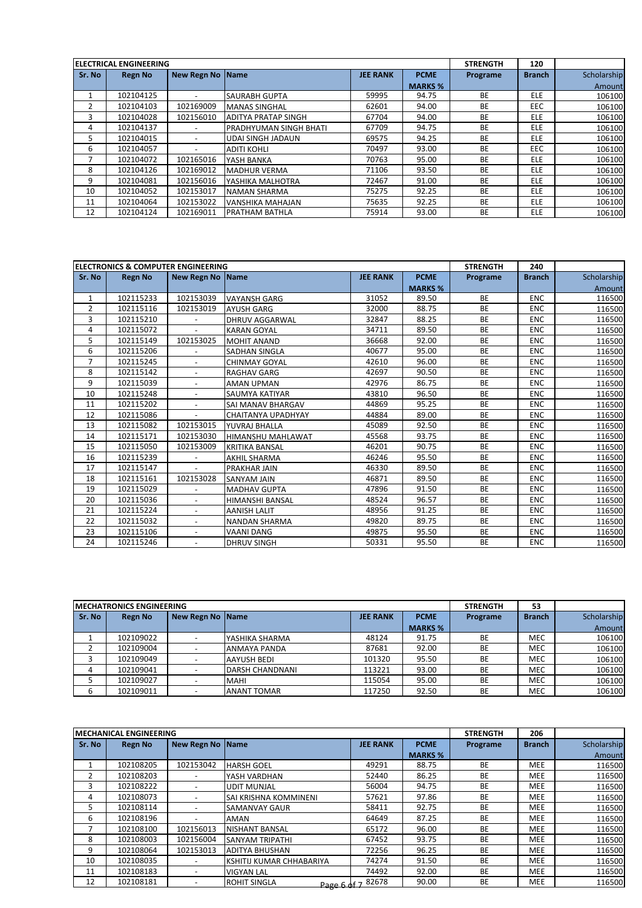| ELECTRICAL ENGINEERING | | | | | | STRENGTH | 120 | |
|---|---|---|---|---|---|---|---|---|
| Sr. No | Regn No | New Regn No | Name | JEE RANK | PCME MARKS % | Programe | Branch | Scholarship Amount |
| 1 | 102104125 | - | SAURABH GUPTA | 59995 | 94.75 | BE | ELE | 106100 |
| 2 | 102104103 | 102169009 | MANAS SINGHAL | 62601 | 94.00 | BE | EEC | 106100 |
| 3 | 102104028 | 102156010 | ADITYA PRATAP SINGH | 67704 | 94.00 | BE | ELE | 106100 |
| 4 | 102104137 | - | PRADHYUMAN SINGH BHATI | 67709 | 94.75 | BE | ELE | 106100 |
| 5 | 102104015 | - | UDAI SINGH JADAUN | 69575 | 94.25 | BE | ELE | 106100 |
| 6 | 102104057 | - | ADITI KOHLI | 70497 | 93.00 | BE | EEC | 106100 |
| 7 | 102104072 | 102165016 | YASH BANKA | 70763 | 95.00 | BE | ELE | 106100 |
| 8 | 102104126 | 102169012 | MADHUR VERMA | 71106 | 93.50 | BE | ELE | 106100 |
| 9 | 102104081 | 102156016 | YASHIKA MALHOTRA | 72467 | 91.00 | BE | ELE | 106100 |
| 10 | 102104052 | 102153017 | NAMAN SHARMA | 75275 | 92.25 | BE | ELE | 106100 |
| 11 | 102104064 | 102153022 | VANSHIKA MAHAJAN | 75635 | 92.25 | BE | ELE | 106100 |
| 12 | 102104124 | 102169011 | PRATHAM BATHLA | 75914 | 93.00 | BE | ELE | 106100 |

| ELECTRONICS & COMPUTER ENGINEERING | | | | | | STRENGTH | 240 | |
|---|---|---|---|---|---|---|---|---|
| Sr. No | Regn No | New Regn No | Name | JEE RANK | PCME MARKS % | Programe | Branch | Scholarship Amount |
| 1 | 102115233 | 102153039 | VAYANSH GARG | 31052 | 89.50 | BE | ENC | 116500 |
| 2 | 102115116 | 102153019 | AYUSH GARG | 32000 | 88.75 | BE | ENC | 116500 |
| 3 | 102115210 | - | DHRUV AGGARWAL | 32847 | 88.25 | BE | ENC | 116500 |
| 4 | 102115072 | - | KARAN GOYAL | 34711 | 89.50 | BE | ENC | 116500 |
| 5 | 102115149 | 102153025 | MOHIT ANAND | 36668 | 92.00 | BE | ENC | 116500 |
| 6 | 102115206 | - | SADHAN SINGLA | 40677 | 95.00 | BE | ENC | 116500 |
| 7 | 102115245 | - | CHINMAY GOYAL | 42610 | 96.00 | BE | ENC | 116500 |
| 8 | 102115142 | - | RAGHAV GARG | 42697 | 90.50 | BE | ENC | 116500 |
| 9 | 102115039 | - | AMAN UPMAN | 42976 | 86.75 | BE | ENC | 116500 |
| 10 | 102115248 | - | SAUMYA KATIYAR | 43810 | 96.50 | BE | ENC | 116500 |
| 11 | 102115202 | - | SAI MANAV BHARGAV | 44869 | 95.25 | BE | ENC | 116500 |
| 12 | 102115086 | - | CHAITANYA UPADHYAY | 44884 | 89.00 | BE | ENC | 116500 |
| 13 | 102115082 | 102153015 | YUVRAJ BHALLA | 45089 | 92.50 | BE | ENC | 116500 |
| 14 | 102115171 | 102153030 | HIMANSHU MAHLAWAT | 45568 | 93.75 | BE | ENC | 116500 |
| 15 | 102115050 | 102153009 | KRITIKA BANSAL | 46201 | 90.75 | BE | ENC | 116500 |
| 16 | 102115239 | - | AKHIL SHARMA | 46246 | 95.50 | BE | ENC | 116500 |
| 17 | 102115147 | - | PRAKHAR JAIN | 46330 | 89.50 | BE | ENC | 116500 |
| 18 | 102115161 | 102153028 | SANYAM JAIN | 46871 | 89.50 | BE | ENC | 116500 |
| 19 | 102115029 | - | MADHAV GUPTA | 47896 | 91.50 | BE | ENC | 116500 |
| 20 | 102115036 | - | HIMANSHI BANSAL | 48524 | 96.57 | BE | ENC | 116500 |
| 21 | 102115224 | - | AANISH LALIT | 48956 | 91.25 | BE | ENC | 116500 |
| 22 | 102115032 | - | NANDAN SHARMA | 49820 | 89.75 | BE | ENC | 116500 |
| 23 | 102115106 | - | VAANI DANG | 49875 | 95.50 | BE | ENC | 116500 |
| 24 | 102115246 | - | DHRUV SINGH | 50331 | 95.50 | BE | ENC | 116500 |

| MECHATRONICS ENGINEERING | | | | | | STRENGTH | 53 | |
|---|---|---|---|---|---|---|---|---|
| Sr. No | Regn No | New Regn No | Name | JEE RANK | PCME MARKS % | Programe | Branch | Scholarship Amount |
| 1 | 102109022 | - | YASHIKA SHARMA | 48124 | 91.75 | BE | MEC | 106100 |
| 2 | 102109004 | - | ANMAYA PANDA | 87681 | 92.00 | BE | MEC | 106100 |
| 3 | 102109049 | - | AAYUSH BEDI | 101320 | 95.50 | BE | MEC | 106100 |
| 4 | 102109041 | - | DARSH CHANDNANI | 113221 | 93.00 | BE | MEC | 106100 |
| 5 | 102109027 | - | MAHI | 115054 | 95.00 | BE | MEC | 106100 |
| 6 | 102109011 | - | ANANT TOMAR | 117250 | 92.50 | BE | MEC | 106100 |

| MECHANICAL ENGINEERING | | | | | | STRENGTH | 206 | |
|---|---|---|---|---|---|---|---|---|
| Sr. No | Regn No | New Regn No | Name | JEE RANK | PCME MARKS % | Programe | Branch | Scholarship Amount |
| 1 | 102108205 | 102153042 | HARSH GOEL | 49291 | 88.75 | BE | MEE | 116500 |
| 2 | 102108203 | - | YASH VARDHAN | 52440 | 86.25 | BE | MEE | 116500 |
| 3 | 102108222 | - | UDIT MUNJAL | 56004 | 94.75 | BE | MEE | 116500 |
| 4 | 102108073 | - | SAI KRISHNA KOMMINENI | 57621 | 97.86 | BE | MEE | 116500 |
| 5 | 102108114 | - | SAMANVAY GAUR | 58411 | 92.75 | BE | MEE | 116500 |
| 6 | 102108196 | - | AMAN | 64649 | 87.25 | BE | MEE | 116500 |
| 7 | 102108100 | 102156013 | NISHANT BANSAL | 65172 | 96.00 | BE | MEE | 116500 |
| 8 | 102108003 | 102156004 | SANYAM TRIPATHI | 67452 | 93.75 | BE | MEE | 116500 |
| 9 | 102108064 | 102153013 | ADITYA BHUSHAN | 72256 | 96.25 | BE | MEE | 116500 |
| 10 | 102108035 | - | KSHITIJ KUMAR CHHABARIYA | 74274 | 91.50 | BE | MEE | 116500 |
| 11 | 102108183 | - | VIGYAN LAL | 74492 | 92.00 | BE | MEE | 116500 |
| 12 | 102108181 | - | ROHIT SINGLA | 82678 | 90.00 | BE | MEE | 116500 |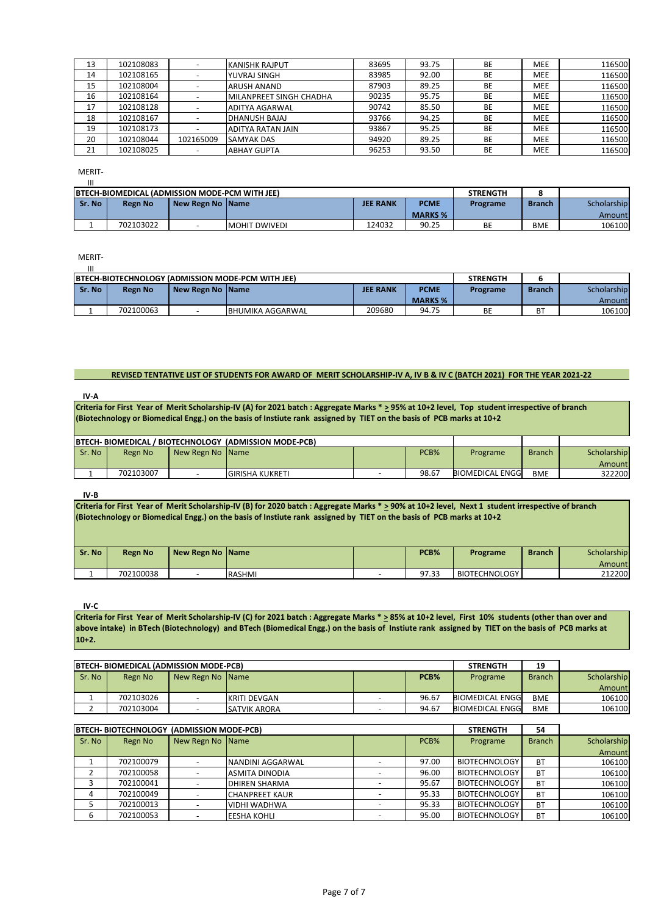| | | | | | | | | |
|---|---|---|---|---|---|---|---|---|
| 13 | 102108083 | - | KANISHK RAJPUT | 83695 | 93.75 | BE | MEE | 116500 |
| 14 | 102108165 | - | YUVRAJ SINGH | 83985 | 92.00 | BE | MEE | 116500 |
| 15 | 102108004 | - | ARUSH ANAND | 87903 | 89.25 | BE | MEE | 116500 |
| 16 | 102108164 | - | MILANPREET SINGH CHADHA | 90235 | 95.75 | BE | MEE | 116500 |
| 17 | 102108128 | - | ADITYA AGARWAL | 90742 | 85.50 | BE | MEE | 116500 |
| 18 | 102108167 | - | DHANUSH BAJAJ | 93766 | 94.25 | BE | MEE | 116500 |
| 19 | 102108173 | - | ADITYA RATAN JAIN | 93867 | 95.25 | BE | MEE | 116500 |
| 20 | 102108044 | 102165009 | SAMYAK DAS | 94920 | 89.25 | BE | MEE | 116500 |
| 21 | 102108025 | - | ABHAY GUPTA | 96253 | 93.50 | BE | MEE | 116500 |

MERIT-III

| BTECH-BIOMEDICAL (ADMISSION MODE-PCM WITH JEE) | | | | | | STRENGTH | 8 | |
|---|---|---|---|---|---|---|---|---|
| Sr. No | Regn No | New Regn No | Name | JEE RANK | PCME MARKS % | Programe | Branch | Scholarship Amount |
| 1 | 702103022 | - | MOHIT DWIVEDI | 124032 | 90.25 | BE | BME | 106100 |

MERIT-III

| BTECH-BIOTECHNOLOGY (ADMISSION MODE-PCM WITH JEE) | | | | | | STRENGTH | 6 | |
|---|---|---|---|---|---|---|---|---|
| Sr. No | Regn No | New Regn No | Name | JEE RANK | PCME MARKS % | Programe | Branch | Scholarship Amount |
| 1 | 702100063 | - | BHUMIKA AGGARWAL | 209680 | 94.75 | BE | BT | 106100 |

**REVISED TENTATIVE LIST OF STUDENTS FOR AWARD OF MERIT SCHOLARSHIP-IV A, IV B & IV C (BATCH 2021) FOR THE YEAR 2021-22**

**IV-A**

**Criteria for First Year of Merit Scholarship-IV (A) for 2021 batch : Aggregate Marks * ≥ 95% at 10+2 level, Top student irrespective of branch (Biotechnology or Biomedical Engg.) on the basis of Instiute rank assigned by TIET on the basis of PCB marks at 10+2**

| BTECH- BIOMEDICAL / BIOTECHNOLOGY (ADMISSION MODE-PCB) | | | | | | | | |
|---|---|---|---|---|---|---|---|---|
| Sr. No | Regn No | New Regn No | Name | | PCB% | Programe | Branch | Scholarship Amount |
| 1 | 702103007 | - | GIRISHA KUKRETI | - | 98.67 | BIOMEDICAL ENGG | BME | 322200 |

**IV-B**

**Criteria for First Year of Merit Scholarship-IV (B) for 2020 batch : Aggregate Marks * ≥ 90% at 10+2 level, Next 1 student irrespective of branch (Biotechnology or Biomedical Engg.) on the basis of Instiute rank assigned by TIET on the basis of PCB marks at 10+2**

| Sr. No | Regn No | New Regn No | Name | | PCB% | Programe | Branch | Scholarship Amount |
|---|---|---|---|---|---|---|---|---|
| 1 | 702100038 | - | RASHMI | - | 97.33 | BIOTECHNOLOGY | | 212200 |

**IV-C**

**Criteria for First Year of Merit Scholarship-IV (C) for 2021 batch : Aggregate Marks * ≥ 85% at 10+2 level, First 10% students (other than over and above intake) in BTech (Biotechnology) and BTech (Biomedical Engg.) on the basis of Instiute rank assigned by TIET on the basis of PCB marks at 10+2.**

| BTECH- BIOMEDICAL (ADMISSION MODE-PCB) | | | | | | STRENGTH | 19 | |
|---|---|---|---|---|---|---|---|---|
| Sr. No | Regn No | New Regn No | Name | | PCB% | Programe | Branch | Scholarship Amount |
| 1 | 702103026 | - | KRITI DEVGAN | - | 96.67 | BIOMEDICAL ENGG | BME | 106100 |
| 2 | 702103004 | - | SATVIK ARORA | - | 94.67 | BIOMEDICAL ENGG | BME | 106100 |

| BTECH- BIOTECHNOLOGY (ADMISSION MODE-PCB) | | | | | | STRENGTH | 54 | |
|---|---|---|---|---|---|---|---|---|
| Sr. No | Regn No | New Regn No | Name | | PCB% | Programe | Branch | Scholarship Amount |
| 1 | 702100079 | - | NANDINI AGGARWAL | - | 97.00 | BIOTECHNOLOGY | BT | 106100 |
| 2 | 702100058 | - | ASMITA DINODIA | - | 96.00 | BIOTECHNOLOGY | BT | 106100 |
| 3 | 702100041 | - | DHIREN SHARMA | - | 95.67 | BIOTECHNOLOGY | BT | 106100 |
| 4 | 702100049 | - | CHANPREET KAUR | - | 95.33 | BIOTECHNOLOGY | BT | 106100 |
| 5 | 702100013 | - | VIDHI WADHWA | - | 95.33 | BIOTECHNOLOGY | BT | 106100 |
| 6 | 702100053 | - | EESHA KOHLI | - | 95.00 | BIOTECHNOLOGY | BT | 106100 |